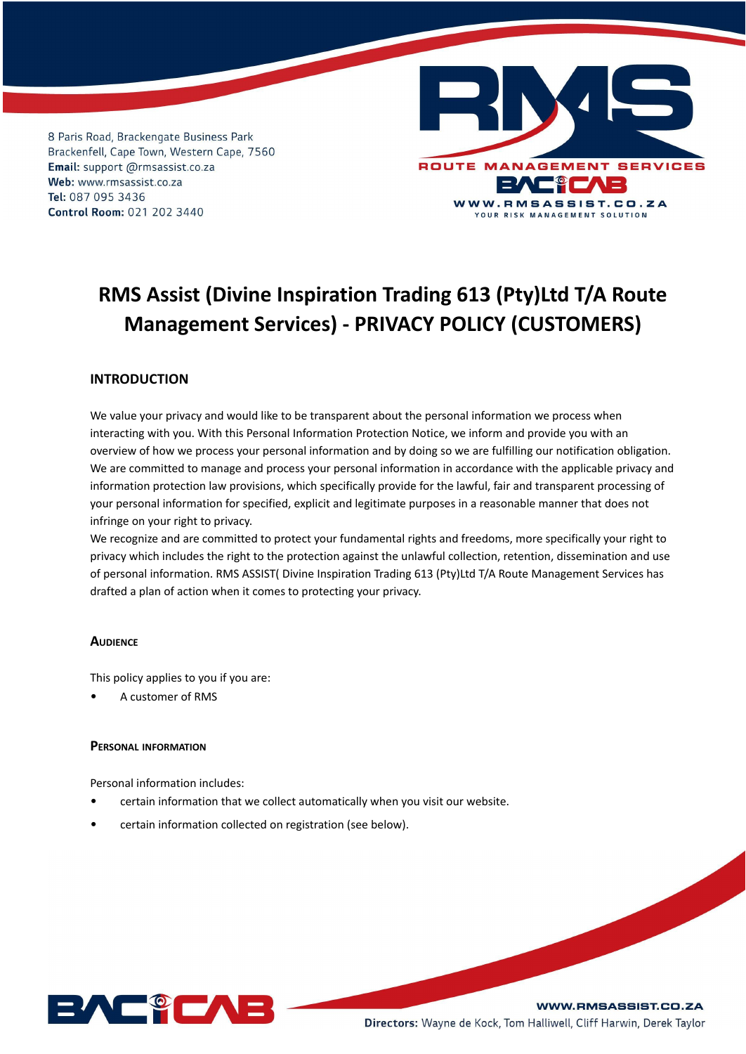8 Paris Road, Brackengate Business Park
Brackenfell, Cape Town, Western Cape, 7560
**Email:** support @rmsassist.co.za
**Web:** www.rmsassist.co.za
**Tel:** 087 095 3436
**Control Room:** 021 202 3440

# RMS Assist (Divine Inspiration Trading 613 (Pty)Ltd T/A Route Management Services) - PRIVACY POLICY (CUSTOMERS)

## INTRODUCTION

We value your privacy and would like to be transparent about the personal information we process when interacting with you. With this Personal Information Protection Notice, we inform and provide you with an overview of how we process your personal information and by doing so we are fulfilling our notification obligation. We are committed to manage and process your personal information in accordance with the applicable privacy and information protection law provisions, which specifically provide for the lawful, fair and transparent processing of your personal information for specified, explicit and legitimate purposes in a reasonable manner that does not infringe on your right to privacy.
We recognize and are committed to protect your fundamental rights and freedoms, more specifically your right to privacy which includes the right to the protection against the unlawful collection, retention, dissemination and use of personal information. RMS ASSIST( Divine Inspiration Trading 613 (Pty)Ltd T/A Route Management Services has drafted a plan of action when it comes to protecting your privacy.

### AUDIENCE

This policy applies to you if you are:

- A customer of RMS

### PERSONAL INFORMATION

Personal information includes:

- certain information that we collect automatically when you visit our website.
- certain information collected on registration (see below).

**Directors:** Wayne de Kock, Tom Halliwell, Cliff Harwin, Derek Taylor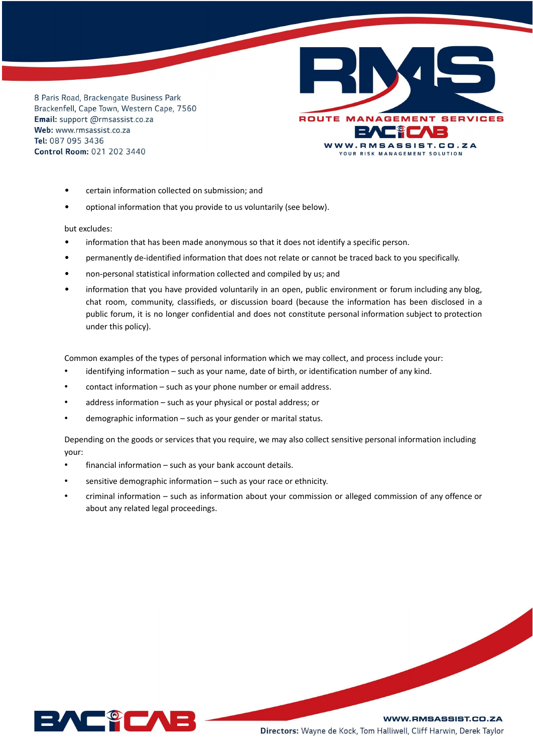- certain information collected on submission; and
- optional information that you provide to us voluntarily (see below).

but excludes:

- information that has been made anonymous so that it does not identify a specific person.
- permanently de-identified information that does not relate or cannot be traced back to you specifically.
- non-personal statistical information collected and compiled by us; and
- information that you have provided voluntarily in an open, public environment or forum including any blog, chat room, community, classifieds, or discussion board (because the information has been disclosed in a public forum, it is no longer confidential and does not constitute personal information subject to protection under this policy).

Common examples of the types of personal information which we may collect, and process include your:

- identifying information – such as your name, date of birth, or identification number of any kind.
- contact information – such as your phone number or email address.
- address information – such as your physical or postal address; or
- demographic information – such as your gender or marital status.

Depending on the goods or services that you require, we may also collect sensitive personal information including your:

- financial information – such as your bank account details.
- sensitive demographic information – such as your race or ethnicity.
- criminal information – such as information about your commission or alleged commission of any offence or about any related legal proceedings.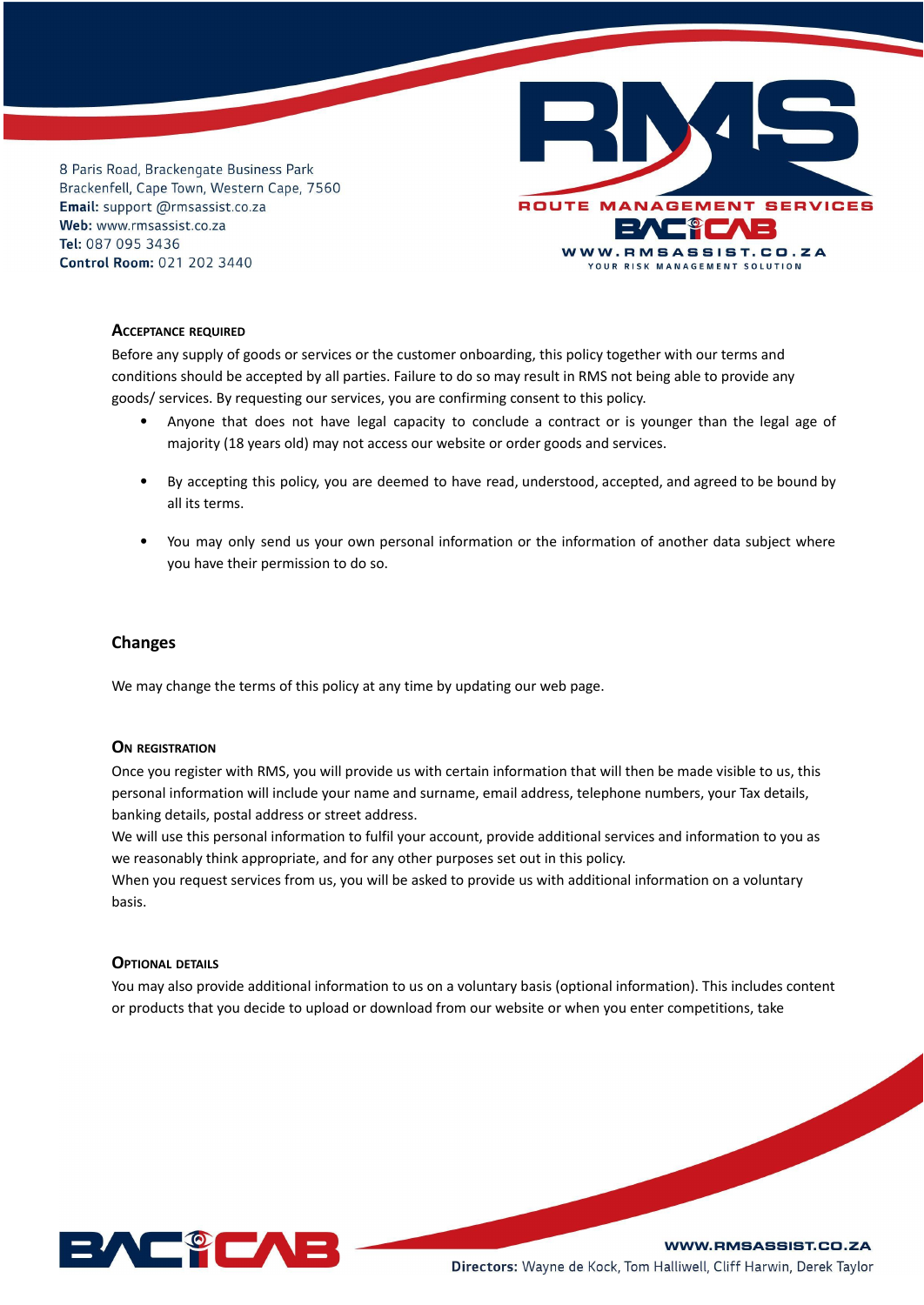### Acceptance required

Before any supply of goods or services or the customer onboarding, this policy together with our terms and conditions should be accepted by all parties. Failure to do so may result in RMS not being able to provide any goods/ services. By requesting our services, you are confirming consent to this policy.

- Anyone that does not have legal capacity to conclude a contract or is younger than the legal age of majority (18 years old) may not access our website or order goods and services.
- By accepting this policy, you are deemed to have read, understood, accepted, and agreed to be bound by all its terms.
- You may only send us your own personal information or the information of another data subject where you have their permission to do so.

## Changes

We may change the terms of this policy at any time by updating our web page.

### On registration

Once you register with RMS, you will provide us with certain information that will then be made visible to us, this personal information will include your name and surname, email address, telephone numbers, your Tax details, banking details, postal address or street address.

We will use this personal information to fulfil your account, provide additional services and information to you as we reasonably think appropriate, and for any other purposes set out in this policy.

When you request services from us, you will be asked to provide us with additional information on a voluntary basis.

### Optional details

You may also provide additional information to us on a voluntary basis (optional information). This includes content or products that you decide to upload or download from our website or when you enter competitions, take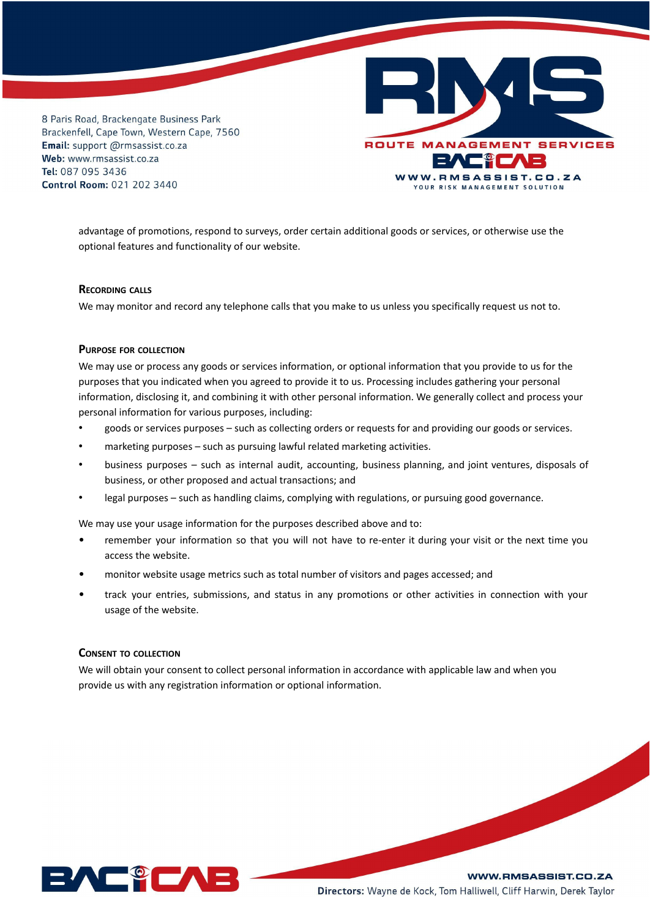advantage of promotions, respond to surveys, order certain additional goods or services, or otherwise use the optional features and functionality of our website.

### Recording calls

We may monitor and record any telephone calls that you make to us unless you specifically request us not to.

### Purpose for collection

We may use or process any goods or services information, or optional information that you provide to us for the purposes that you indicated when you agreed to provide it to us. Processing includes gathering your personal information, disclosing it, and combining it with other personal information. We generally collect and process your personal information for various purposes, including:

- goods or services purposes – such as collecting orders or requests for and providing our goods or services.
- marketing purposes – such as pursuing lawful related marketing activities.
- business purposes – such as internal audit, accounting, business planning, and joint ventures, disposals of business, or other proposed and actual transactions; and
- legal purposes – such as handling claims, complying with regulations, or pursuing good governance.

We may use your usage information for the purposes described above and to:

- remember your information so that you will not have to re-enter it during your visit or the next time you access the website.
- monitor website usage metrics such as total number of visitors and pages accessed; and
- track your entries, submissions, and status in any promotions or other activities in connection with your usage of the website.

### Consent to collection

We will obtain your consent to collect personal information in accordance with applicable law and when you provide us with any registration information or optional information.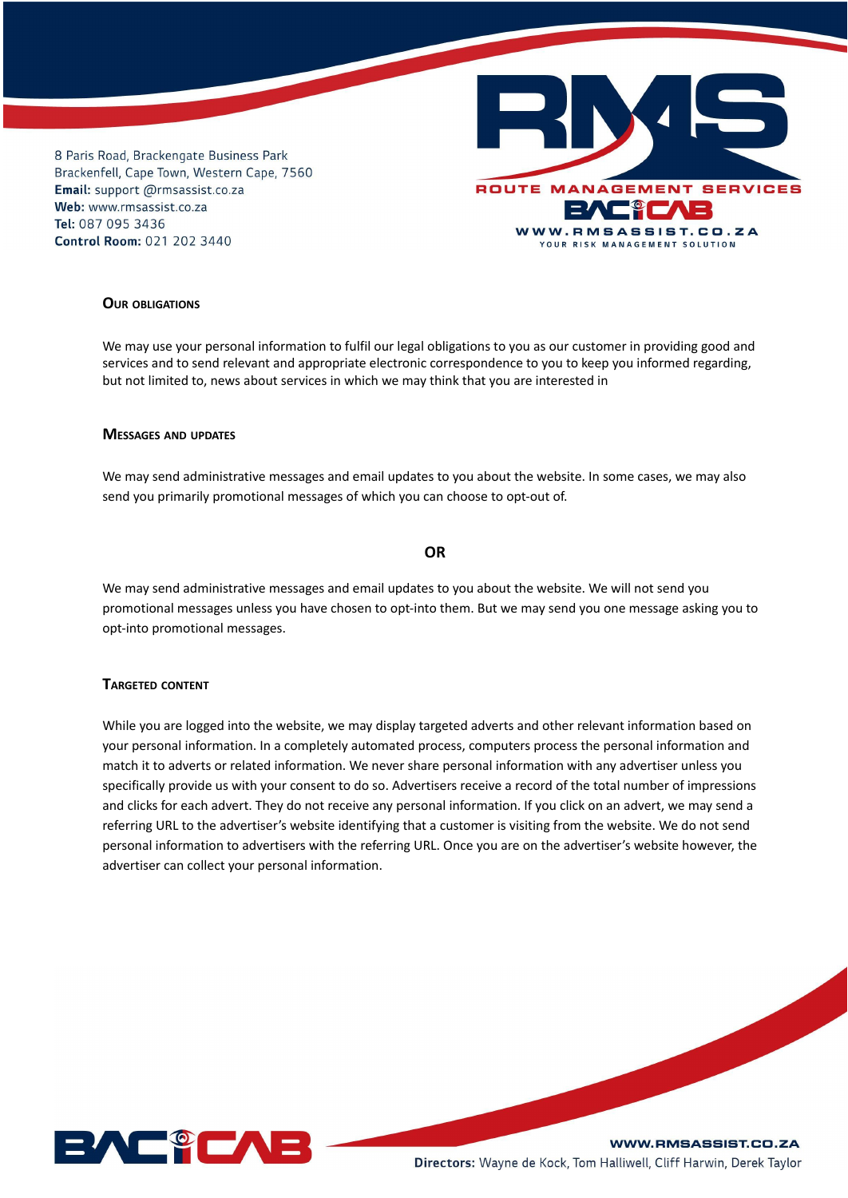### Our obligations

We may use your personal information to fulfil our legal obligations to you as our customer in providing good and services and to send relevant and appropriate electronic correspondence to you to keep you informed regarding, but not limited to, news about services in which we may think that you are interested in

### Messages and updates

We may send administrative messages and email updates to you about the website. In some cases, we may also send you primarily promotional messages of which you can choose to opt-out of.

**OR**

We may send administrative messages and email updates to you about the website. We will not send you promotional messages unless you have chosen to opt-into them. But we may send you one message asking you to opt-into promotional messages.

### Targeted content

While you are logged into the website, we may display targeted adverts and other relevant information based on your personal information. In a completely automated process, computers process the personal information and match it to adverts or related information. We never share personal information with any advertiser unless you specifically provide us with your consent to do so. Advertisers receive a record of the total number of impressions and clicks for each advert. They do not receive any personal information. If you click on an advert, we may send a referring URL to the advertiser's website identifying that a customer is visiting from the website. We do not send personal information to advertisers with the referring URL. Once you are on the advertiser's website however, the advertiser can collect your personal information.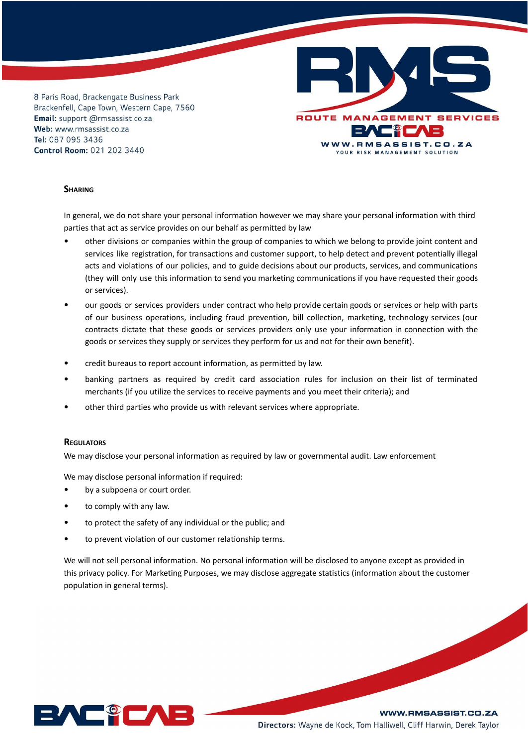## Sharing

In general, we do not share your personal information however we may share your personal information with third parties that act as service provides on our behalf as permitted by law

- other divisions or companies within the group of companies to which we belong to provide joint content and services like registration, for transactions and customer support, to help detect and prevent potentially illegal acts and violations of our policies, and to guide decisions about our products, services, and communications (they will only use this information to send you marketing communications if you have requested their goods or services).
- our goods or services providers under contract who help provide certain goods or services or help with parts of our business operations, including fraud prevention, bill collection, marketing, technology services (our contracts dictate that these goods or services providers only use your information in connection with the goods or services they supply or services they perform for us and not for their own benefit).
- credit bureaus to report account information, as permitted by law.
- banking partners as required by credit card association rules for inclusion on their list of terminated merchants (if you utilize the services to receive payments and you meet their criteria); and
- other third parties who provide us with relevant services where appropriate.

## Regulators

We may disclose your personal information as required by law or governmental audit. Law enforcement

We may disclose personal information if required:

- by a subpoena or court order.
- to comply with any law.
- to protect the safety of any individual or the public; and
- to prevent violation of our customer relationship terms.

We will not sell personal information. No personal information will be disclosed to anyone except as provided in this privacy policy. For Marketing Purposes, we may disclose aggregate statistics (information about the customer population in general terms).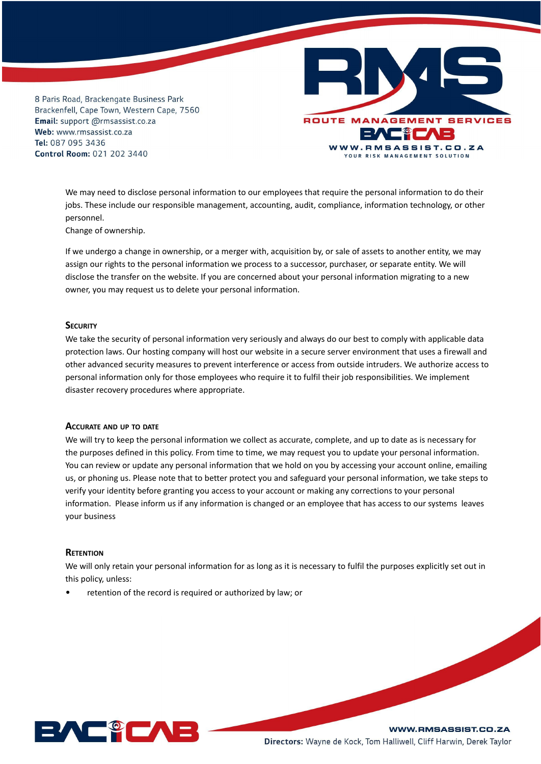We may need to disclose personal information to our employees that require the personal information to do their jobs. These include our responsible management, accounting, audit, compliance, information technology, or other personnel.

Change of ownership.

If we undergo a change in ownership, or a merger with, acquisition by, or sale of assets to another entity, we may assign our rights to the personal information we process to a successor, purchaser, or separate entity. We will disclose the transfer on the website. If you are concerned about your personal information migrating to a new owner, you may request us to delete your personal information.

## Security

We take the security of personal information very seriously and always do our best to comply with applicable data protection laws. Our hosting company will host our website in a secure server environment that uses a firewall and other advanced security measures to prevent interference or access from outside intruders. We authorize access to personal information only for those employees who require it to fulfil their job responsibilities. We implement disaster recovery procedures where appropriate.

## Accurate and up to date

We will try to keep the personal information we collect as accurate, complete, and up to date as is necessary for the purposes defined in this policy. From time to time, we may request you to update your personal information. You can review or update any personal information that we hold on you by accessing your account online, emailing us, or phoning us. Please note that to better protect you and safeguard your personal information, we take steps to verify your identity before granting you access to your account or making any corrections to your personal information. Please inform us if any information is changed or an employee that has access to our systems leaves your business

## Retention

We will only retain your personal information for as long as it is necessary to fulfil the purposes explicitly set out in this policy, unless:

- retention of the record is required or authorized by law; or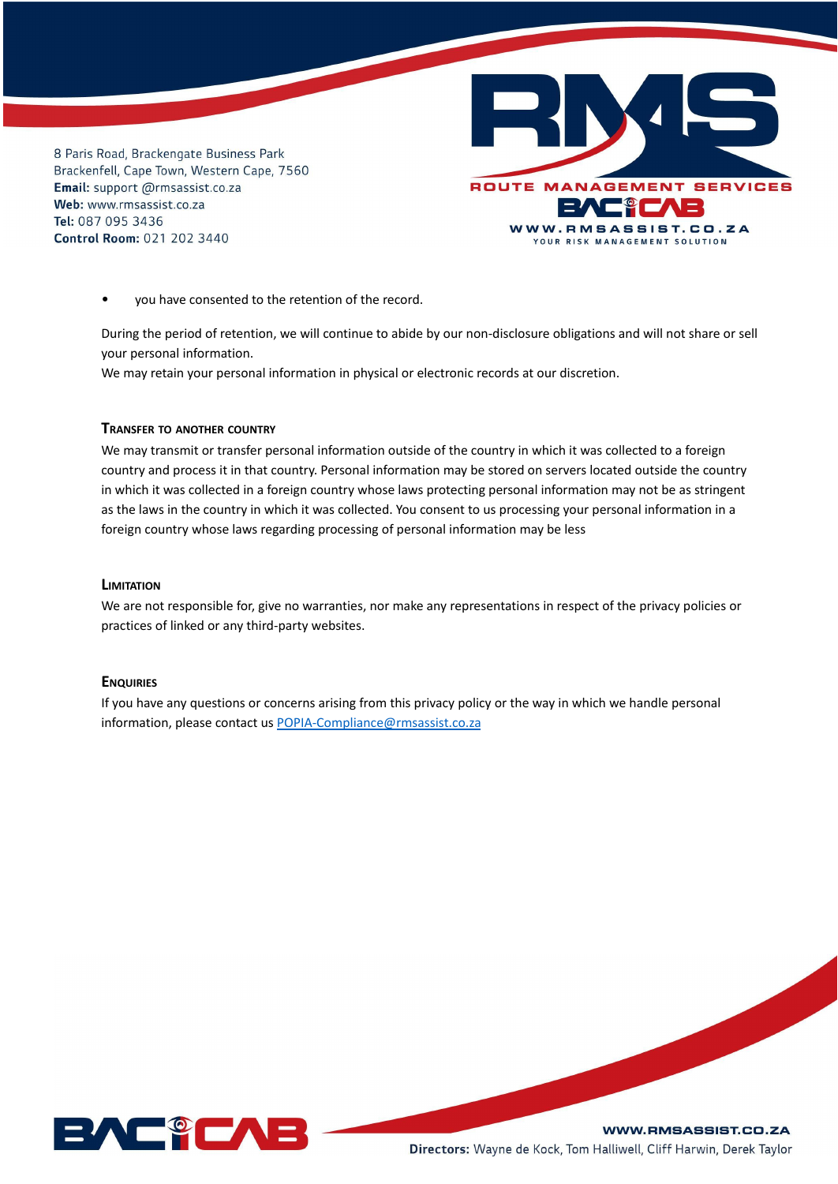- you have consented to the retention of the record.

During the period of retention, we will continue to abide by our non-disclosure obligations and will not share or sell your personal information.
We may retain your personal information in physical or electronic records at our discretion.

### Transfer to another country

We may transmit or transfer personal information outside of the country in which it was collected to a foreign country and process it in that country. Personal information may be stored on servers located outside the country in which it was collected in a foreign country whose laws protecting personal information may not be as stringent as the laws in the country in which it was collected. You consent to us processing your personal information in a foreign country whose laws regarding processing of personal information may be less

### Limitation

We are not responsible for, give no warranties, nor make any representations in respect of the privacy policies or practices of linked or any third-party websites.

### Enquiries

If you have any questions or concerns arising from this privacy policy or the way in which we handle personal information, please contact us POPIA-Compliance@rmsassist.co.za